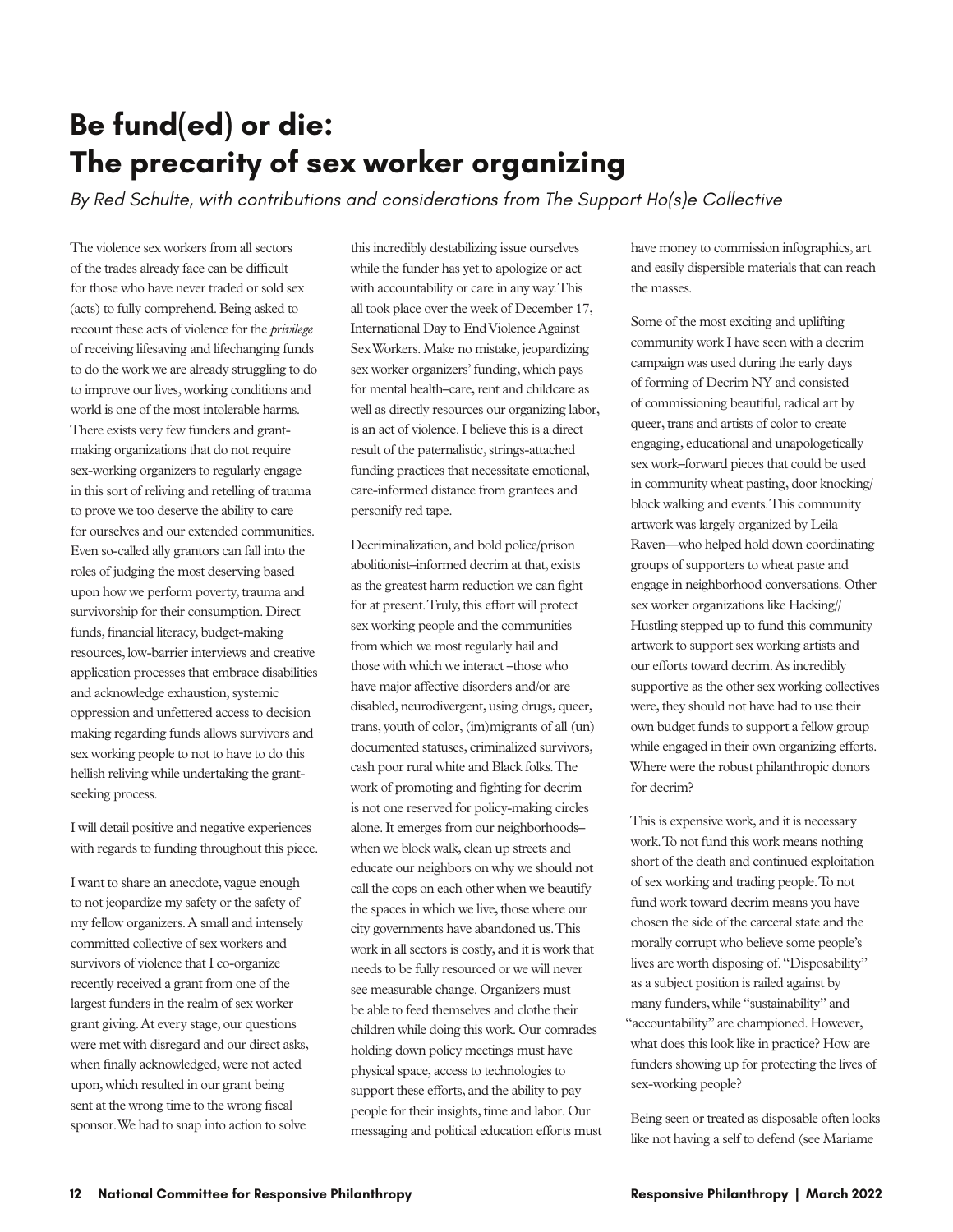# Be fund(ed) or die: The precarity of sex worker organizing

*By Red Schulte, with contributions and considerations from The Support Ho(s)e Collective*

The violence sex workers from all sectors of the trades already face can be difficult for those who have never traded or sold sex (acts) to fully comprehend. Being asked to recount these acts of violence for the *privilege* of receiving lifesaving and lifechanging funds to do the work we are already struggling to do to improve our lives, working conditions and world is one of the most intolerable harms. There exists very few funders and grant-making organizations that do not require sex-working organizers to regularly engage in this sort of reliving and retelling of trauma to prove we too deserve the ability to care for ourselves and our extended communities. Even so-called ally grantors can fall into the roles of judging the most deserving based upon how we perform poverty, trauma and survivorship for their consumption. Direct funds, financial literacy, budget-making resources, low-barrier interviews and creative application processes that embrace disabilities and acknowledge exhaustion, systemic oppression and unfettered access to decision making regarding funds allows survivors and sex working people to not to have to do this hellish reliving while undertaking the grant-seeking process.

I will detail positive and negative experiences with regards to funding throughout this piece.

I want to share an anecdote, vague enough to not jeopardize my safety or the safety of my fellow organizers. A small and intensely committed collective of sex workers and survivors of violence that I co-organize recently received a grant from one of the largest funders in the realm of sex worker grant giving. At every stage, our questions were met with disregard and our direct asks, when finally acknowledged, were not acted upon, which resulted in our grant being sent at the wrong time to the wrong fiscal sponsor. We had to snap into action to solve this incredibly destabilizing issue ourselves while the funder has yet to apologize or act with accountability or care in any way. This all took place over the week of December 17, International Day to End Violence Against Sex Workers. Make no mistake, jeopardizing sex worker organizers' funding, which pays for mental health–care, rent and childcare as well as directly resources our organizing labor, is an act of violence. I believe this is a direct result of the paternalistic, strings-attached funding practices that necessitate emotional, care-informed distance from grantees and personify red tape.

Decriminalization, and bold police/prison abolitionist–informed decrim at that, exists as the greatest harm reduction we can fight for at present. Truly, this effort will protect sex working people and the communities from which we most regularly hail and those with which we interact –those who have major affective disorders and/or are disabled, neurodivergent, using drugs, queer, trans, youth of color, (im)migrants of all (un) documented statuses, criminalized survivors, cash poor rural white and Black folks. The work of promoting and fighting for decrim is not one reserved for policy-making circles alone. It emerges from our neighborhoods– when we block walk, clean up streets and educate our neighbors on why we should not call the cops on each other when we beautify the spaces in which we live, those where our city governments have abandoned us. This work in all sectors is costly, and it is work that needs to be fully resourced or we will never see measurable change. Organizers must be able to feed themselves and clothe their children while doing this work. Our comrades holding down policy meetings must have physical space, access to technologies to support these efforts, and the ability to pay people for their insights, time and labor. Our messaging and political education efforts must have money to commission infographics, art and easily dispersible materials that can reach the masses.

Some of the most exciting and uplifting community work I have seen with a decrim campaign was used during the early days of forming of Decrim NY and consisted of commissioning beautiful, radical art by queer, trans and artists of color to create engaging, educational and unapologetically sex work–forward pieces that could be used in community wheat pasting, door knocking/ block walking and events. This community artwork was largely organized by Leila Raven—who helped hold down coordinating groups of supporters to wheat paste and engage in neighborhood conversations. Other sex worker organizations like Hacking// Hustling stepped up to fund this community artwork to support sex working artists and our efforts toward decrim. As incredibly supportive as the other sex working collectives were, they should not have had to use their own budget funds to support a fellow group while engaged in their own organizing efforts. Where were the robust philanthropic donors for decrim?

This is expensive work, and it is necessary work. To not fund this work means nothing short of the death and continued exploitation of sex working and trading people. To not fund work toward decrim means you have chosen the side of the carceral state and the morally corrupt who believe some people's lives are worth disposing of. "Disposability" as a subject position is railed against by many funders, while "sustainability" and "accountability" are championed. However, what does this look like in practice? How are funders showing up for protecting the lives of sex-working people?

Being seen or treated as disposable often looks like not having a self to defend (see Mariame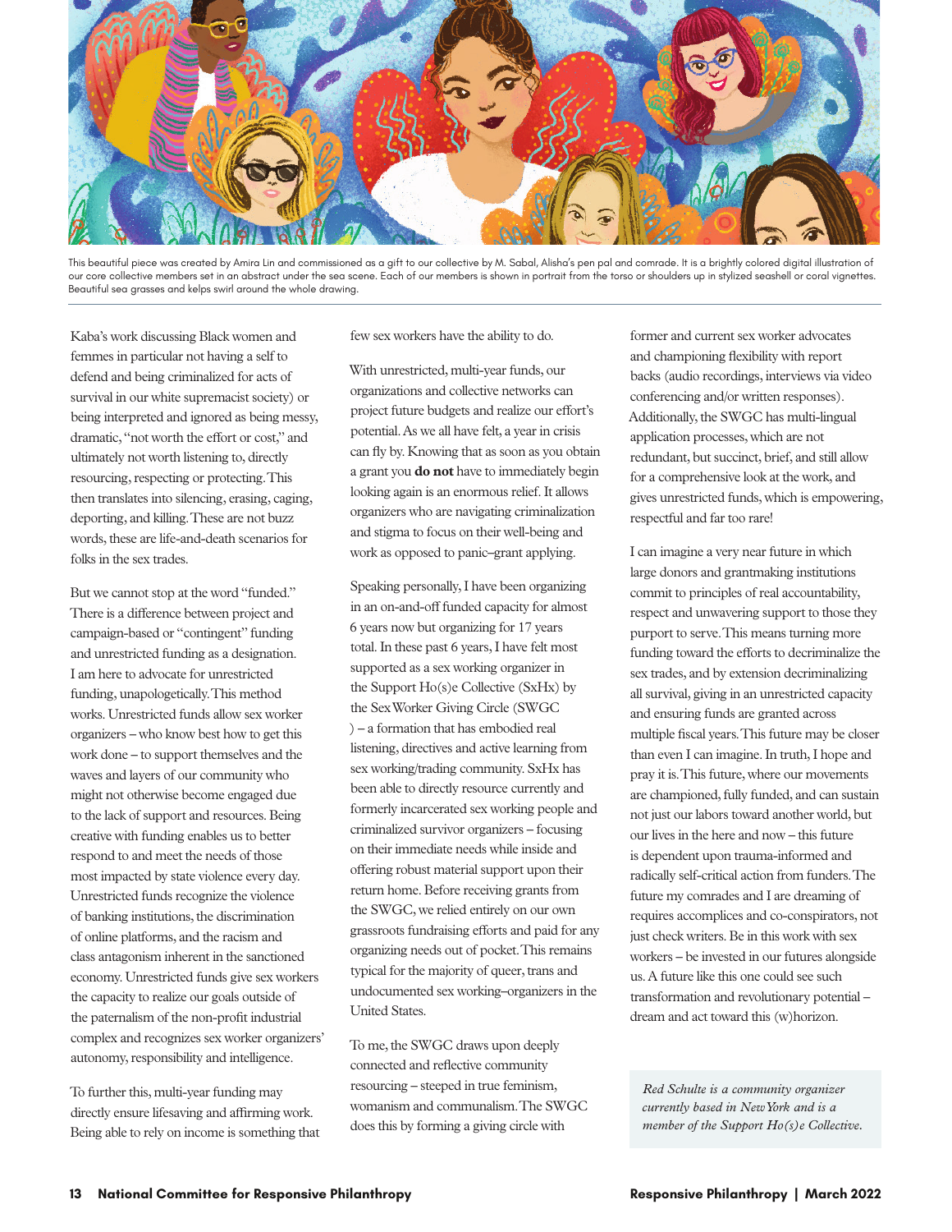This beautiful piece was created by Amira Lin and commissioned as a gift to our collective by M. Sabal, Alisha's pen pal and comrade. It is a brightly colored digital illustration of our core collective members set in an abstract under the sea scene. Each of our members is shown in portrait from the torso or shoulders up in stylized seashell or coral vignettes. Beautiful sea grasses and kelps swirl around the whole drawing.

Kaba's work discussing Black women and femmes in particular not having a self to defend and being criminalized for acts of survival in our white supremacist society) or being interpreted and ignored as being messy, dramatic, "not worth the effort or cost," and ultimately not worth listening to, directly resourcing, respecting or protecting. This then translates into silencing, erasing, caging, deporting, and killing. These are not buzz words, these are life-and-death scenarios for folks in the sex trades.

But we cannot stop at the word "funded." There is a difference between project and campaign-based or "contingent" funding and unrestricted funding as a designation. I am here to advocate for unrestricted funding, unapologetically. This method works. Unrestricted funds allow sex worker organizers – who know best how to get this work done – to support themselves and the waves and layers of our community who might not otherwise become engaged due to the lack of support and resources. Being creative with funding enables us to better respond to and meet the needs of those most impacted by state violence every day. Unrestricted funds recognize the violence of banking institutions, the discrimination of online platforms, and the racism and class antagonism inherent in the sanctioned economy. Unrestricted funds give sex workers the capacity to realize our goals outside of the paternalism of the non-profit industrial complex and recognizes sex worker organizers' autonomy, responsibility and intelligence.

To further this, multi-year funding may directly ensure lifesaving and affirming work. Being able to rely on income is something that few sex workers have the ability to do.

With unrestricted, multi-year funds, our organizations and collective networks can project future budgets and realize our effort's potential. As we all have felt, a year in crisis can fly by. Knowing that as soon as you obtain a grant you **do not** have to immediately begin looking again is an enormous relief. It allows organizers who are navigating criminalization and stigma to focus on their well-being and work as opposed to panic–grant applying.

Speaking personally, I have been organizing in an on-and-off funded capacity for almost 6 years now but organizing for 17 years total. In these past 6 years, I have felt most supported as a sex working organizer in the Support Ho(s)e Collective (SxHx) by the Sex Worker Giving Circle (SWGC ) – a formation that has embodied real listening, directives and active learning from sex working/trading community. SxHx has been able to directly resource currently and formerly incarcerated sex working people and criminalized survivor organizers – focusing on their immediate needs while inside and offering robust material support upon their return home. Before receiving grants from the SWGC, we relied entirely on our own grassroots fundraising efforts and paid for any organizing needs out of pocket. This remains typical for the majority of queer, trans and undocumented sex working–organizers in the United States.

To me, the SWGC draws upon deeply connected and reflective community resourcing – steeped in true feminism, womanism and communalism. The SWGC does this by forming a giving circle with former and current sex worker advocates and championing flexibility with report backs (audio recordings, interviews via video conferencing and/or written responses). Additionally, the SWGC has multi-lingual application processes, which are not redundant, but succinct, brief, and still allow for a comprehensive look at the work, and gives unrestricted funds, which is empowering, respectful and far too rare!

I can imagine a very near future in which large donors and grantmaking institutions commit to principles of real accountability, respect and unwavering support to those they purport to serve. This means turning more funding toward the efforts to decriminalize the sex trades, and by extension decriminalizing all survival, giving in an unrestricted capacity and ensuring funds are granted across multiple fiscal years. This future may be closer than even I can imagine. In truth, I hope and pray it is. This future, where our movements are championed, fully funded, and can sustain not just our labors toward another world, but our lives in the here and now – this future is dependent upon trauma-informed and radically self-critical action from funders. The future my comrades and I are dreaming of requires accomplices and co-conspirators, not just check writers. Be in this work with sex workers – be invested in our futures alongside us. A future like this one could see such transformation and revolutionary potential – dream and act toward this (w)horizon.

*Red Schulte is a community organizer currently based in New York and is a member of the Support Ho(s)e Collective.*